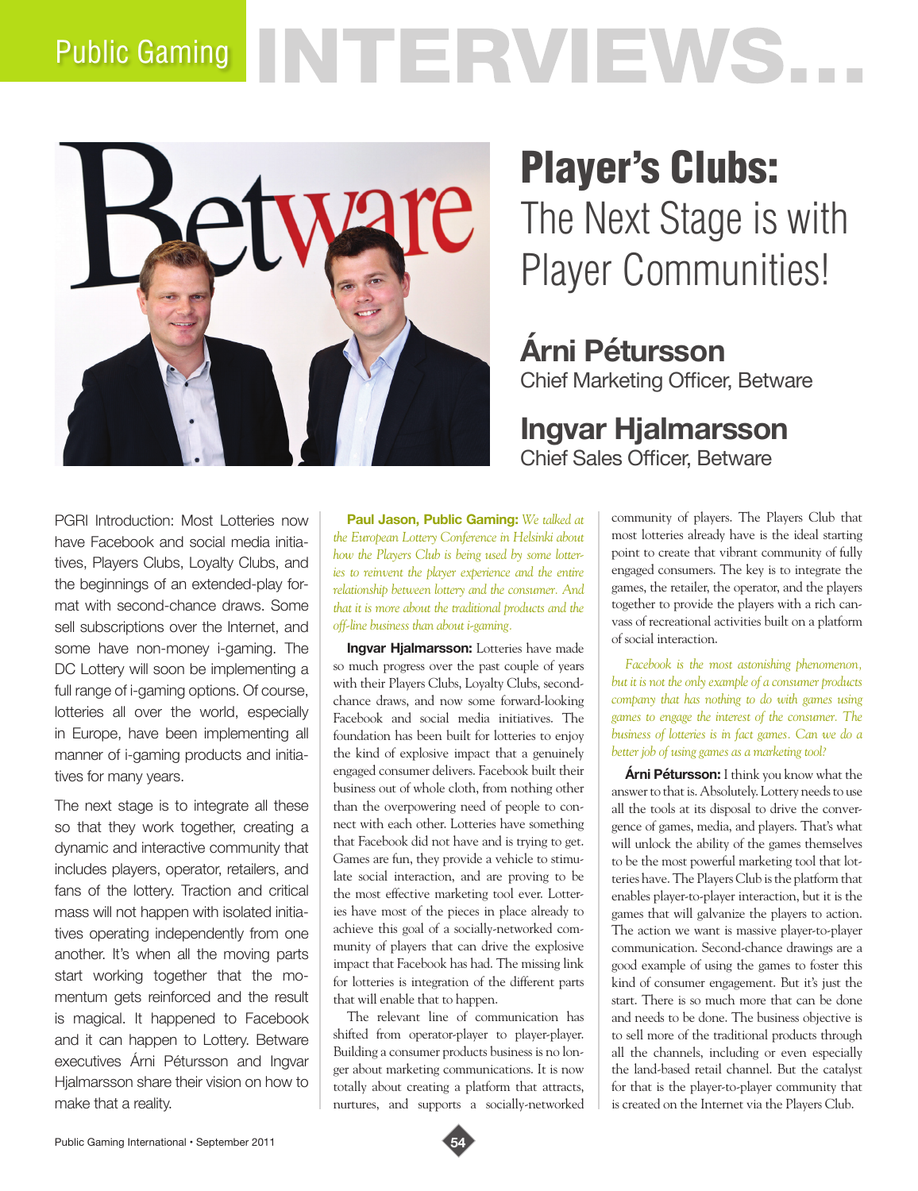# Public Gaming INTERVIEWS...

# Player's Clubs: The Next Stage is with Player Communities!

## Árni Pétursson
Chief Marketing Officer, Betware

## Ingvar Hjalmarsson
Chief Sales Officer, Betware

PGRI Introduction: Most Lotteries now have Facebook and social media initiatives, Players Clubs, Loyalty Clubs, and the beginnings of an extended-play format with second-chance draws. Some sell subscriptions over the Internet, and some have non-money i-gaming. The DC Lottery will soon be implementing a full range of i-gaming options. Of course, lotteries all over the world, especially in Europe, have been implementing all manner of i-gaming products and initiatives for many years.

The next stage is to integrate all these so that they work together, creating a dynamic and interactive community that includes players, operator, retailers, and fans of the lottery. Traction and critical mass will not happen with isolated initiatives operating independently from one another. It's when all the moving parts start working together that the momentum gets reinforced and the result is magical. It happened to Facebook and it can happen to Lottery. Betware executives Árni Pétursson and Ingvar Hjalmarsson share their vision on how to make that a reality.

**Paul Jason, Public Gaming:** *We talked at the European Lottery Conference in Helsinki about how the Players Club is being used by some lotteries to reinvent the player experience and the entire relationship between lottery and the consumer. And that it is more about the traditional products and the off-line business than about i-gaming.*

**Ingvar Hjalmarsson:** Lotteries have made so much progress over the past couple of years with their Players Clubs, Loyalty Clubs, second-chance draws, and now some forward-looking Facebook and social media initiatives. The foundation has been built for lotteries to enjoy the kind of explosive impact that a genuinely engaged consumer delivers. Facebook built their business out of whole cloth, from nothing other than the overpowering need of people to connect with each other. Lotteries have something that Facebook did not have and is trying to get. Games are fun, they provide a vehicle to stimulate social interaction, and are proving to be the most effective marketing tool ever. Lotteries have most of the pieces in place already to achieve this goal of a socially-networked community of players that can drive the explosive impact that Facebook has had. The missing link for lotteries is integration of the different parts that will enable that to happen.

The relevant line of communication has shifted from operator-player to player-player. Building a consumer products business is no longer about marketing communications. It is now totally about creating a platform that attracts, nurtures, and supports a socially-networked community of players. The Players Club that most lotteries already have is the ideal starting point to create that vibrant community of fully engaged consumers. The key is to integrate the games, the retailer, the operator, and the players together to provide the players with a rich canvass of recreational activities built on a platform of social interaction.

*Facebook is the most astonishing phenomenon, but it is not the only example of a consumer products company that has nothing to do with games using games to engage the interest of the consumer. The business of lotteries is in fact games. Can we do a better job of using games as a marketing tool?*

**Árni Pétursson:** I think you know what the answer to that is. Absolutely. Lottery needs to use all the tools at its disposal to drive the convergence of games, media, and players. That's what will unlock the ability of the games themselves to be the most powerful marketing tool that lotteries have. The Players Club is the platform that enables player-to-player interaction, but it is the games that will galvanize the players to action. The action we want is massive player-to-player communication. Second-chance drawings are a good example of using the games to foster this kind of consumer engagement. But it's just the start. There is so much more that can be done and needs to be done. The business objective is to sell more of the traditional products through all the channels, including or even especially the land-based retail channel. But the catalyst for that is the player-to-player community that is created on the Internet via the Players Club.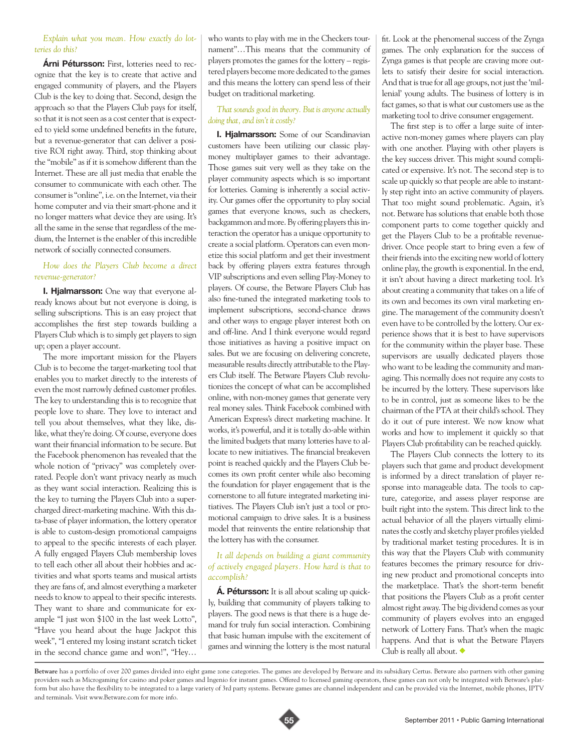*Explain what you mean. How exactly do lotteries do this?*

**Árni Pétursson:** First, lotteries need to recognize that the key is to create that active and engaged community of players, and the Players Club is the key to doing that. Second, design the approach so that the Players Club pays for itself, so that it is not seen as a cost center that is expected to yield some undefined benefits in the future, but a revenue-generator that can deliver a positive ROI right away. Third, stop thinking about the "mobile" as if it is somehow different than the Internet. These are all just media that enable the consumer to communicate with each other. The consumer is "online", i.e. on the Internet, via their home computer and via their smart-phone and it no longer matters what device they are using. It's all the same in the sense that regardless of the medium, the Internet is the enabler of this incredible network of socially connected consumers.

*How does the Players Club become a direct revenue-generator?*

**I. Hjalmarsson:** One way that everyone already knows about but not everyone is doing, is selling subscriptions. This is an easy project that accomplishes the first step towards building a Players Club which is to simply get players to sign up; open a player account.

The more important mission for the Players Club is to become the target-marketing tool that enables you to market directly to the interests of even the most narrowly defined customer profiles. The key to understanding this is to recognize that people love to share. They love to interact and tell you about themselves, what they like, dislike, what they're doing. Of course, everyone does want their financial information to be secure. But the Facebook phenomenon has revealed that the whole notion of "privacy" was completely overrated. People don't want privacy nearly as much as they want social interaction. Realizing this is the key to turning the Players Club into a supercharged direct-marketing machine. With this database of player information, the lottery operator is able to custom-design promotional campaigns to appeal to the specific interests of each player. A fully engaged Players Club membership loves to tell each other all about their hobbies and activities and what sports teams and musical artists they are fans of, and almost everything a marketer needs to know to appeal to their specific interests. They want to share and communicate for example "I just won $100 in the last week Lotto", "Have you heard about the huge Jackpot this week", "I entered my losing instant scratch ticket in the second chance game and won!", "Hey… who wants to play with me in the Checkers tournament"…This means that the community of players promotes the games for the lottery – registered players become more dedicated to the games and this means the lottery can spend less of their budget on traditional marketing.

*That sounds good in theory. But is anyone actually doing that, and isn't it costly?*

**I. Hjalmarsson:** Some of our Scandinavian customers have been utilizing our classic play-money multiplayer games to their advantage. Those games suit very well as they take on the player community aspects which is so important for lotteries. Gaming is inherently a social activity. Our games offer the opportunity to play social games that everyone knows, such as checkers, backgammon and more. By offering players this interaction the operator has a unique opportunity to create a social platform. Operators can even monetize this social platform and get their investment back by offering players extra features through VIP subscriptions and even selling Play-Money to players. Of course, the Betware Players Club has also fine-tuned the integrated marketing tools to implement subscriptions, second-chance draws and other ways to engage player interest both on and off-line. And I think everyone would regard those initiatives as having a positive impact on sales. But we are focusing on delivering concrete, measurable results directly attributable to the Players Club itself. The Betware Players Club revolutionizes the concept of what can be accomplished online, with non-money games that generate very real money sales. Think Facebook combined with American Express's direct marketing machine. It works, it's powerful, and it is totally do-able within the limited budgets that many lotteries have to allocate to new initiatives. The financial breakeven point is reached quickly and the Players Club becomes its own profit center while also becoming the foundation for player engagement that is the cornerstone to all future integrated marketing initiatives. The Players Club isn't just a tool or promotional campaign to drive sales. It is a business model that reinvents the entire relationship that the lottery has with the consumer.

*It all depends on building a giant community of actively engaged players. How hard is that to accomplish?*

**Á. Pétursson:** It is all about scaling up quickly, building that community of players talking to players. The good news is that there is a huge demand for truly fun social interaction. Combining that basic human impulse with the excitement of games and winning the lottery is the most natural fit. Look at the phenomenal success of the Zynga games. The only explanation for the success of Zynga games is that people are craving more outlets to satisfy their desire for social interaction. And that is true for all age groups, not just the 'millenial' young adults. The business of lottery is in fact games, so that is what our customers use as the marketing tool to drive consumer engagement.

The first step is to offer a large suite of interactive non-money games where players can play with one another. Playing with other players is the key success driver. This might sound complicated or expensive. It's not. The second step is to scale up quickly so that people are able to instantly step right into an active community of players. That too might sound problematic. Again, it's not. Betware has solutions that enable both those component parts to come together quickly and get the Players Club to be a profitable revenue-driver. Once people start to bring even a few of their friends into the exciting new world of lottery online play, the growth is exponential. In the end, it isn't about having a direct marketing tool. It's about creating a community that takes on a life of its own and becomes its own viral marketing engine. The management of the community doesn't even have to be controlled by the lottery. Our experience shows that it is best to have supervisors for the community within the player base. These supervisors are usually dedicated players those who want to be leading the community and managing. This normally does not require any costs to be incurred by the lottery. These supervisors like to be in control, just as someone likes to be the chairman of the PTA at their child's school. They do it out of pure interest. We now know what works and how to implement it quickly so that Players Club profitability can be reached quickly.

The Players Club connects the lottery to its players such that game and product development is informed by a direct translation of player response into manageable data. The tools to capture, categorize, and assess player response are built right into the system. This direct link to the actual behavior of all the players virtually eliminates the costly and sketchy player profiles yielded by traditional market testing procedures. It is in this way that the Players Club with community features becomes the primary resource for driving new product and promotional concepts into the marketplace. That's the short-term benefit that positions the Players Club as a profit center almost right away. The big dividend comes as your community of players evolves into an engaged network of Lottery Fans. That's when the magic happens. And that is what the Betware Players Club is really all about. ◆

---

**Betware** has a portfolio of over 200 games divided into eight game zone categories. The games are developed by Betware and its subsidiary Certus. Betware also partners with other gaming providers such as Microgaming for casino and poker games and Ingenio for instant games. Offered to licensed gaming operators, these games can not only be integrated with Betware's platform but also have the flexibility to be integrated to a large variety of 3rd party systems. Betware games are channel independent and can be provided via the Internet, mobile phones, IPTV and terminals. Visit www.Betware.com for more info.